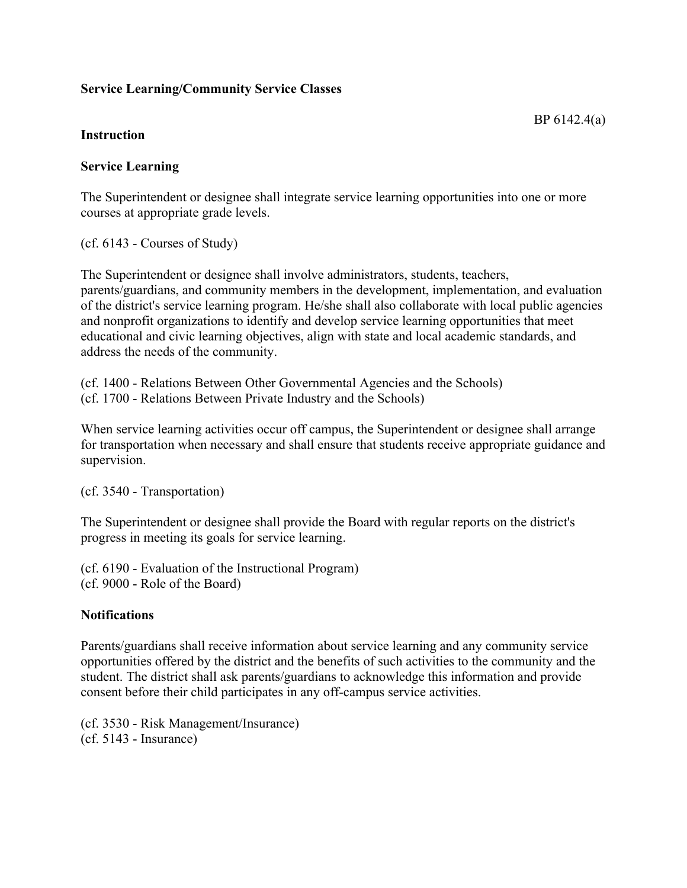**Service Learning/Community Service Classes**

BP 6142.4(a)

**Instruction**

**Service Learning**

The Superintendent or designee shall integrate service learning opportunities into one or more courses at appropriate grade levels.

(cf. 6143 - Courses of Study)

The Superintendent or designee shall involve administrators, students, teachers, parents/guardians, and community members in the development, implementation, and evaluation of the district's service learning program. He/she shall also collaborate with local public agencies and nonprofit organizations to identify and develop service learning opportunities that meet educational and civic learning objectives, align with state and local academic standards, and address the needs of the community.

(cf. 1400 - Relations Between Other Governmental Agencies and the Schools)
(cf. 1700 - Relations Between Private Industry and the Schools)

When service learning activities occur off campus, the Superintendent or designee shall arrange for transportation when necessary and shall ensure that students receive appropriate guidance and supervision.

(cf. 3540 - Transportation)

The Superintendent or designee shall provide the Board with regular reports on the district's progress in meeting its goals for service learning.

(cf. 6190 - Evaluation of the Instructional Program)
(cf. 9000 - Role of the Board)

**Notifications**

Parents/guardians shall receive information about service learning and any community service opportunities offered by the district and the benefits of such activities to the community and the student. The district shall ask parents/guardians to acknowledge this information and provide consent before their child participates in any off-campus service activities.

(cf. 3530 - Risk Management/Insurance)
(cf. 5143 - Insurance)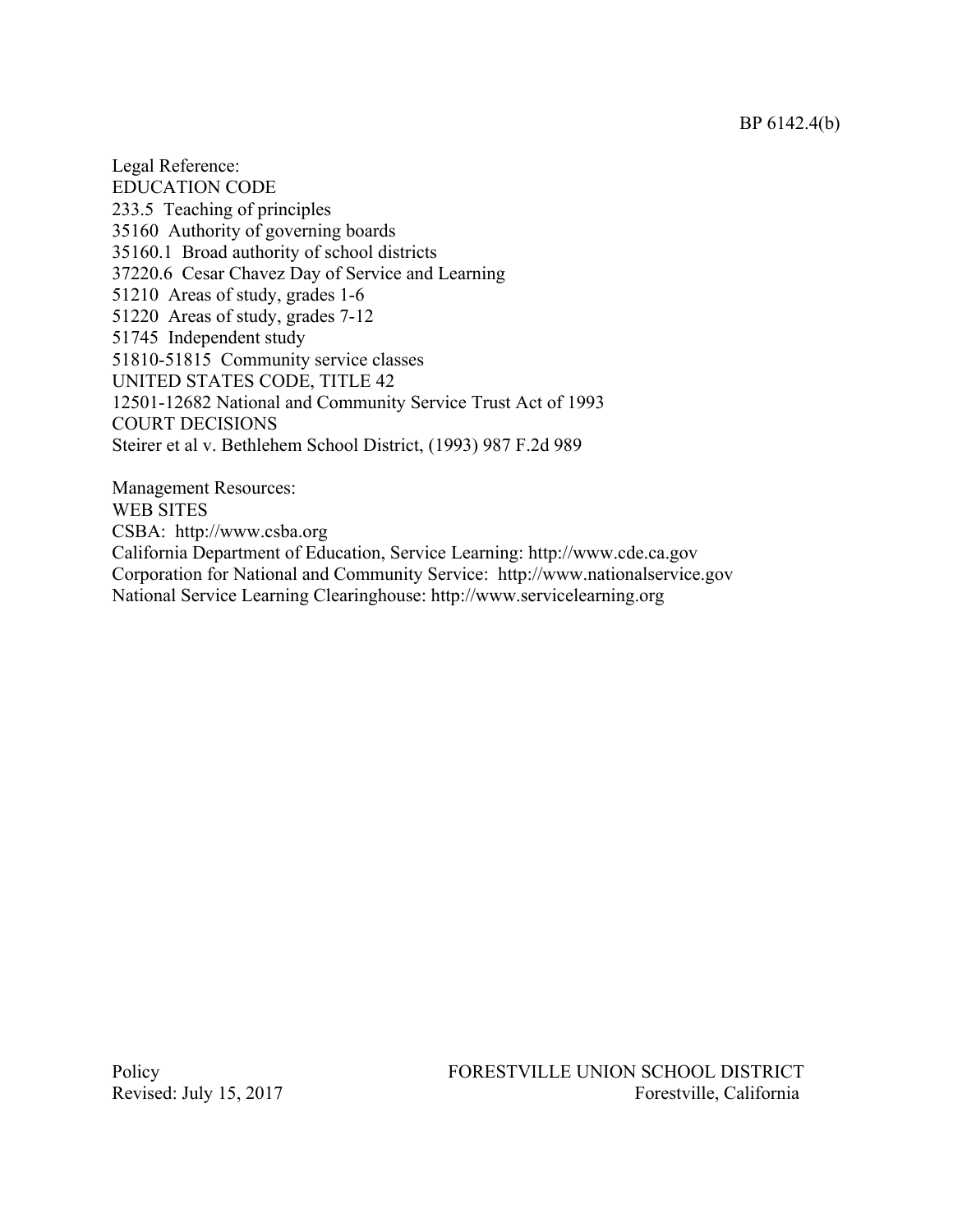Legal Reference:

EDUCATION CODE

233.5 Teaching of principles

35160 Authority of governing boards

35160.1 Broad authority of school districts

37220.6 Cesar Chavez Day of Service and Learning

51210 Areas of study, grades 1-6

51220 Areas of study, grades 7-12

51745 Independent study

51810-51815 Community service classes

UNITED STATES CODE, TITLE 42

12501-12682 National and Community Service Trust Act of 1993

COURT DECISIONS

Steirer et al v. Bethlehem School District, (1993) 987 F.2d 989

Management Resources:

WEB SITES

CSBA: http://www.csba.org

California Department of Education, Service Learning: http://www.cde.ca.gov

Corporation for National and Community Service: http://www.nationalservice.gov

National Service Learning Clearinghouse: http://www.servicelearning.org

Policy
Revised: July 15, 2017

FORESTVILLE UNION SCHOOL DISTRICT
Forestville, California